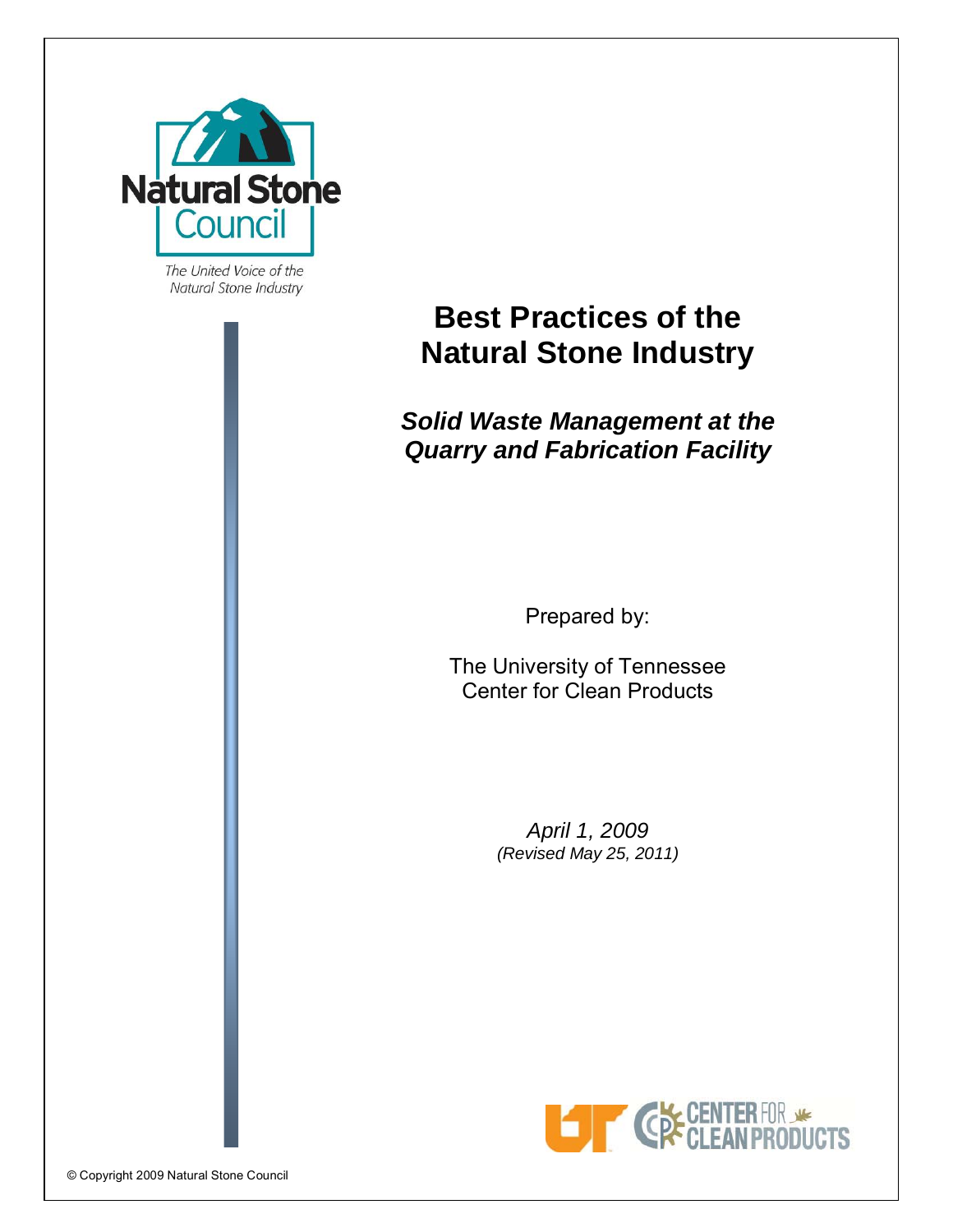Natural Stone Council

*The United Voice of the Natural Stone Industry*

# Best Practices of the Natural Stone Industry

## *Solid Waste Management at the Quarry and Fabrication Facility*

Prepared by:

The University of Tennessee
Center for Clean Products

*April 1, 2009*
*(Revised May 25, 2011)*

© Copyright 2009 Natural Stone Council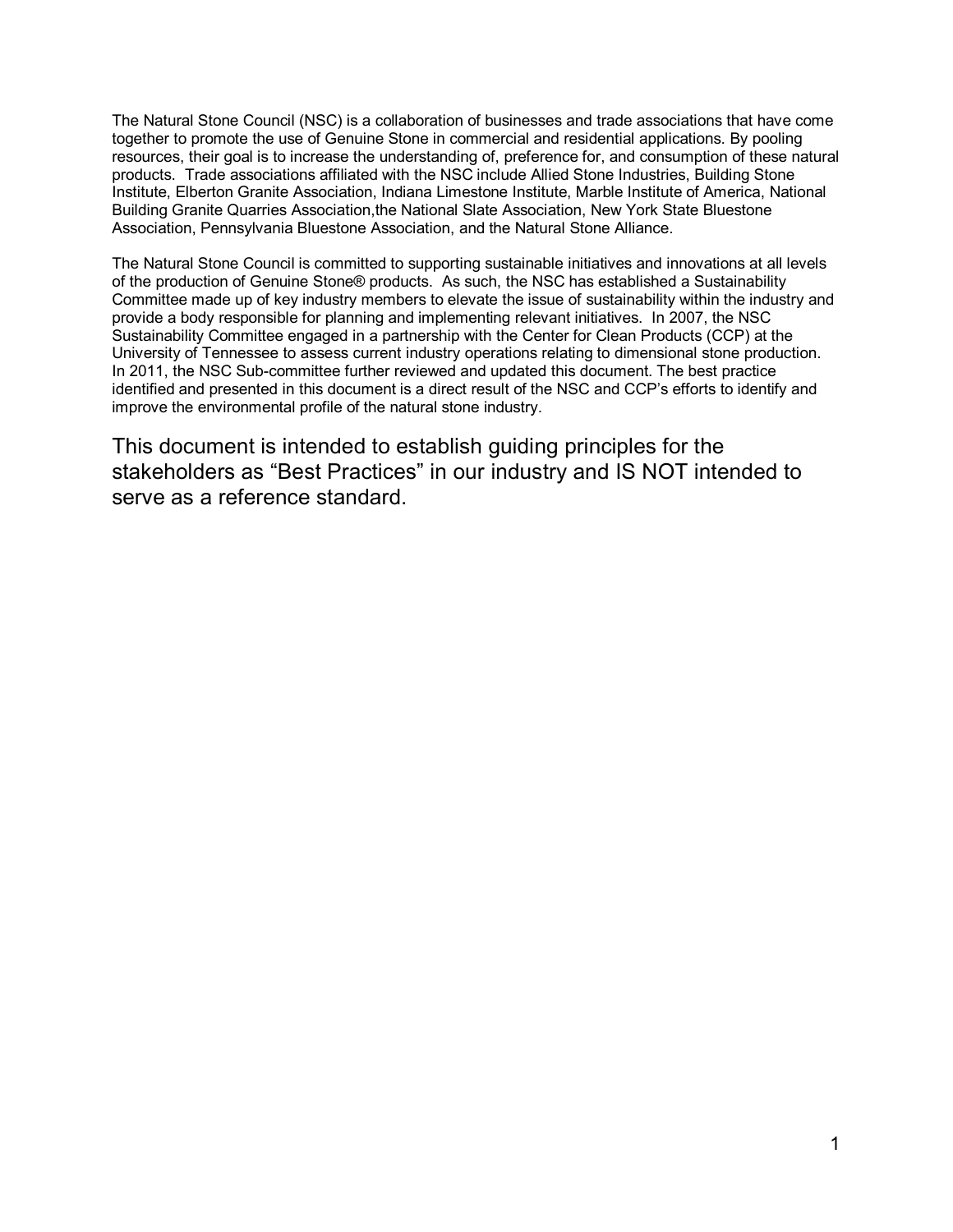The Natural Stone Council (NSC) is a collaboration of businesses and trade associations that have come together to promote the use of Genuine Stone in commercial and residential applications. By pooling resources, their goal is to increase the understanding of, preference for, and consumption of these natural products. Trade associations affiliated with the NSC include Allied Stone Industries, Building Stone Institute, Elberton Granite Association, Indiana Limestone Institute, Marble Institute of America, National Building Granite Quarries Association,the National Slate Association, New York State Bluestone Association, Pennsylvania Bluestone Association, and the Natural Stone Alliance.

The Natural Stone Council is committed to supporting sustainable initiatives and innovations at all levels of the production of Genuine Stone® products. As such, the NSC has established a Sustainability Committee made up of key industry members to elevate the issue of sustainability within the industry and provide a body responsible for planning and implementing relevant initiatives. In 2007, the NSC Sustainability Committee engaged in a partnership with the Center for Clean Products (CCP) at the University of Tennessee to assess current industry operations relating to dimensional stone production. In 2011, the NSC Sub-committee further reviewed and updated this document. The best practice identified and presented in this document is a direct result of the NSC and CCP's efforts to identify and improve the environmental profile of the natural stone industry.

This document is intended to establish guiding principles for the stakeholders as "Best Practices" in our industry and IS NOT intended to serve as a reference standard.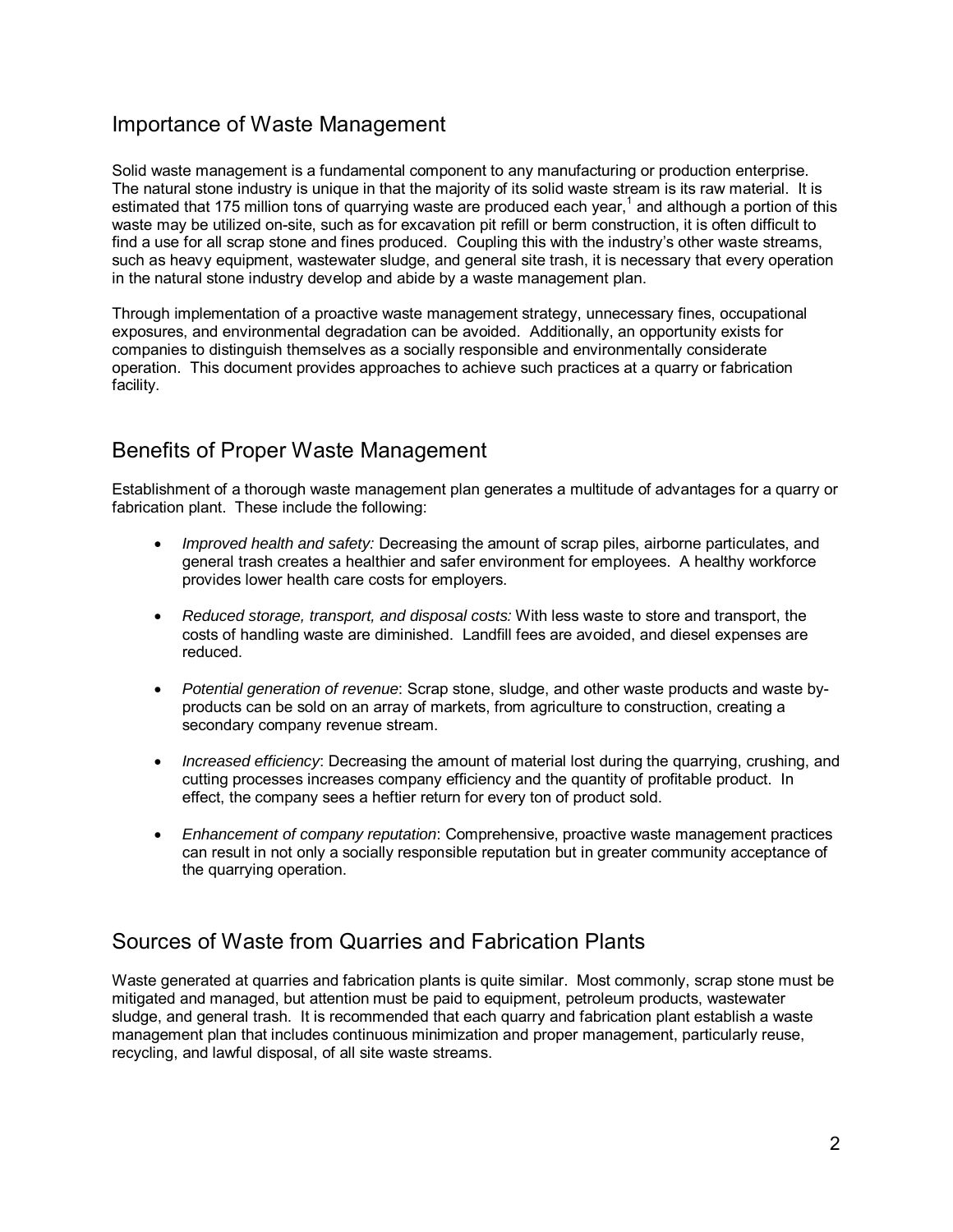## Importance of Waste Management

Solid waste management is a fundamental component to any manufacturing or production enterprise. The natural stone industry is unique in that the majority of its solid waste stream is its raw material. It is estimated that 175 million tons of quarrying waste are produced each year,[1] and although a portion of this waste may be utilized on-site, such as for excavation pit refill or berm construction, it is often difficult to find a use for all scrap stone and fines produced. Coupling this with the industry's other waste streams, such as heavy equipment, wastewater sludge, and general site trash, it is necessary that every operation in the natural stone industry develop and abide by a waste management plan.

Through implementation of a proactive waste management strategy, unnecessary fines, occupational exposures, and environmental degradation can be avoided. Additionally, an opportunity exists for companies to distinguish themselves as a socially responsible and environmentally considerate operation. This document provides approaches to achieve such practices at a quarry or fabrication facility.

## Benefits of Proper Waste Management

Establishment of a thorough waste management plan generates a multitude of advantages for a quarry or fabrication plant. These include the following:

- *Improved health and safety:* Decreasing the amount of scrap piles, airborne particulates, and general trash creates a healthier and safer environment for employees. A healthy workforce provides lower health care costs for employers.
- *Reduced storage, transport, and disposal costs:* With less waste to store and transport, the costs of handling waste are diminished. Landfill fees are avoided, and diesel expenses are reduced.
- *Potential generation of revenue*: Scrap stone, sludge, and other waste products and waste by-products can be sold on an array of markets, from agriculture to construction, creating a secondary company revenue stream.
- *Increased efficiency*: Decreasing the amount of material lost during the quarrying, crushing, and cutting processes increases company efficiency and the quantity of profitable product. In effect, the company sees a heftier return for every ton of product sold.
- *Enhancement of company reputation*: Comprehensive, proactive waste management practices can result in not only a socially responsible reputation but in greater community acceptance of the quarrying operation.

## Sources of Waste from Quarries and Fabrication Plants

Waste generated at quarries and fabrication plants is quite similar. Most commonly, scrap stone must be mitigated and managed, but attention must be paid to equipment, petroleum products, wastewater sludge, and general trash. It is recommended that each quarry and fabrication plant establish a waste management plan that includes continuous minimization and proper management, particularly reuse, recycling, and lawful disposal, of all site waste streams.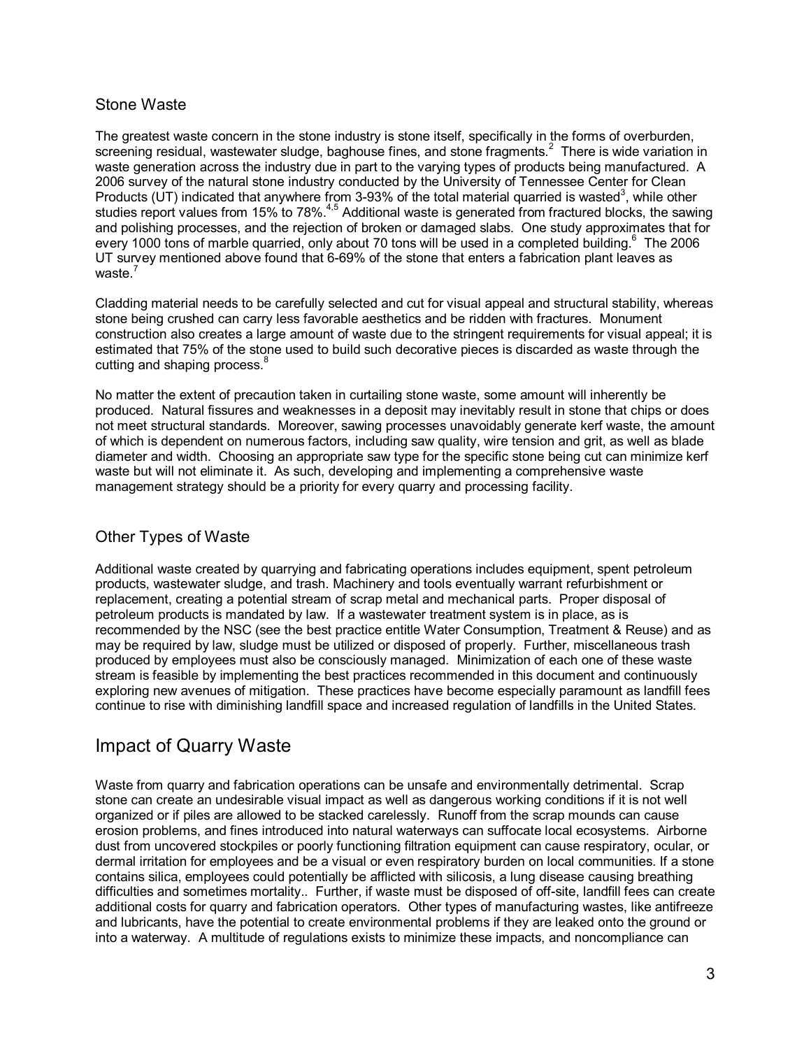## Stone Waste

The greatest waste concern in the stone industry is stone itself, specifically in the forms of overburden, screening residual, wastewater sludge, baghouse fines, and stone fragments.[2] There is wide variation in waste generation across the industry due in part to the varying types of products being manufactured. A 2006 survey of the natural stone industry conducted by the University of Tennessee Center for Clean Products (UT) indicated that anywhere from 3-93% of the total material quarried is wasted[3], while other studies report values from 15% to 78%.[4,5] Additional waste is generated from fractured blocks, the sawing and polishing processes, and the rejection of broken or damaged slabs. One study approximates that for every 1000 tons of marble quarried, only about 70 tons will be used in a completed building.[6] The 2006 UT survey mentioned above found that 6-69% of the stone that enters a fabrication plant leaves as waste.[7]

Cladding material needs to be carefully selected and cut for visual appeal and structural stability, whereas stone being crushed can carry less favorable aesthetics and be ridden with fractures. Monument construction also creates a large amount of waste due to the stringent requirements for visual appeal; it is estimated that 75% of the stone used to build such decorative pieces is discarded as waste through the cutting and shaping process.[8]

No matter the extent of precaution taken in curtailing stone waste, some amount will inherently be produced. Natural fissures and weaknesses in a deposit may inevitably result in stone that chips or does not meet structural standards. Moreover, sawing processes unavoidably generate kerf waste, the amount of which is dependent on numerous factors, including saw quality, wire tension and grit, as well as blade diameter and width. Choosing an appropriate saw type for the specific stone being cut can minimize kerf waste but will not eliminate it. As such, developing and implementing a comprehensive waste management strategy should be a priority for every quarry and processing facility.

## Other Types of Waste

Additional waste created by quarrying and fabricating operations includes equipment, spent petroleum products, wastewater sludge, and trash. Machinery and tools eventually warrant refurbishment or replacement, creating a potential stream of scrap metal and mechanical parts. Proper disposal of petroleum products is mandated by law. If a wastewater treatment system is in place, as is recommended by the NSC (see the best practice entitle Water Consumption, Treatment & Reuse) and as may be required by law, sludge must be utilized or disposed of properly. Further, miscellaneous trash produced by employees must also be consciously managed. Minimization of each one of these waste stream is feasible by implementing the best practices recommended in this document and continuously exploring new avenues of mitigation. These practices have become especially paramount as landfill fees continue to rise with diminishing landfill space and increased regulation of landfills in the United States.

# Impact of Quarry Waste

Waste from quarry and fabrication operations can be unsafe and environmentally detrimental. Scrap stone can create an undesirable visual impact as well as dangerous working conditions if it is not well organized or if piles are allowed to be stacked carelessly. Runoff from the scrap mounds can cause erosion problems, and fines introduced into natural waterways can suffocate local ecosystems. Airborne dust from uncovered stockpiles or poorly functioning filtration equipment can cause respiratory, ocular, or dermal irritation for employees and be a visual or even respiratory burden on local communities. If a stone contains silica, employees could potentially be afflicted with silicosis, a lung disease causing breathing difficulties and sometimes mortality.. Further, if waste must be disposed of off-site, landfill fees can create additional costs for quarry and fabrication operators. Other types of manufacturing wastes, like antifreeze and lubricants, have the potential to create environmental problems if they are leaked onto the ground or into a waterway. A multitude of regulations exists to minimize these impacts, and noncompliance can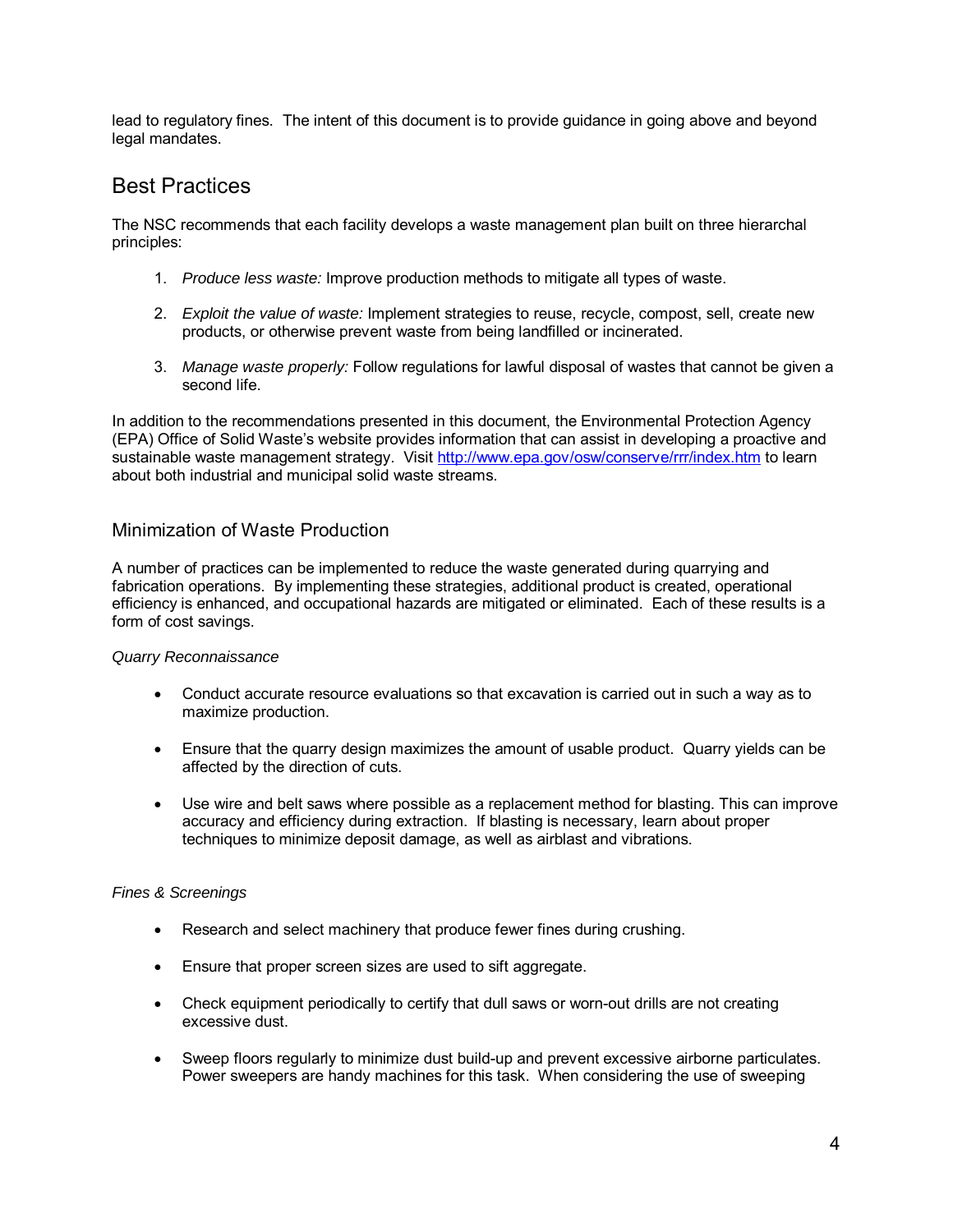lead to regulatory fines. The intent of this document is to provide guidance in going above and beyond legal mandates.

## Best Practices

The NSC recommends that each facility develops a waste management plan built on three hierarchal principles:

1. *Produce less waste:* Improve production methods to mitigate all types of waste.

2. *Exploit the value of waste:* Implement strategies to reuse, recycle, compost, sell, create new products, or otherwise prevent waste from being landfilled or incinerated.

3. *Manage waste properly:* Follow regulations for lawful disposal of wastes that cannot be given a second life.

In addition to the recommendations presented in this document, the Environmental Protection Agency (EPA) Office of Solid Waste's website provides information that can assist in developing a proactive and sustainable waste management strategy. Visit [http://www.epa.gov/osw/conserve/rrr/index.htm](http://www.epa.gov/osw/conserve/rrr/index.htm) to learn about both industrial and municipal solid waste streams.

### Minimization of Waste Production

A number of practices can be implemented to reduce the waste generated during quarrying and fabrication operations. By implementing these strategies, additional product is created, operational efficiency is enhanced, and occupational hazards are mitigated or eliminated. Each of these results is a form of cost savings.

*Quarry Reconnaissance*

- Conduct accurate resource evaluations so that excavation is carried out in such a way as to maximize production.

- Ensure that the quarry design maximizes the amount of usable product. Quarry yields can be affected by the direction of cuts.

- Use wire and belt saws where possible as a replacement method for blasting. This can improve accuracy and efficiency during extraction. If blasting is necessary, learn about proper techniques to minimize deposit damage, as well as airblast and vibrations.

*Fines & Screenings*

- Research and select machinery that produce fewer fines during crushing.

- Ensure that proper screen sizes are used to sift aggregate.

- Check equipment periodically to certify that dull saws or worn-out drills are not creating excessive dust.

- Sweep floors regularly to minimize dust build-up and prevent excessive airborne particulates. Power sweepers are handy machines for this task. When considering the use of sweeping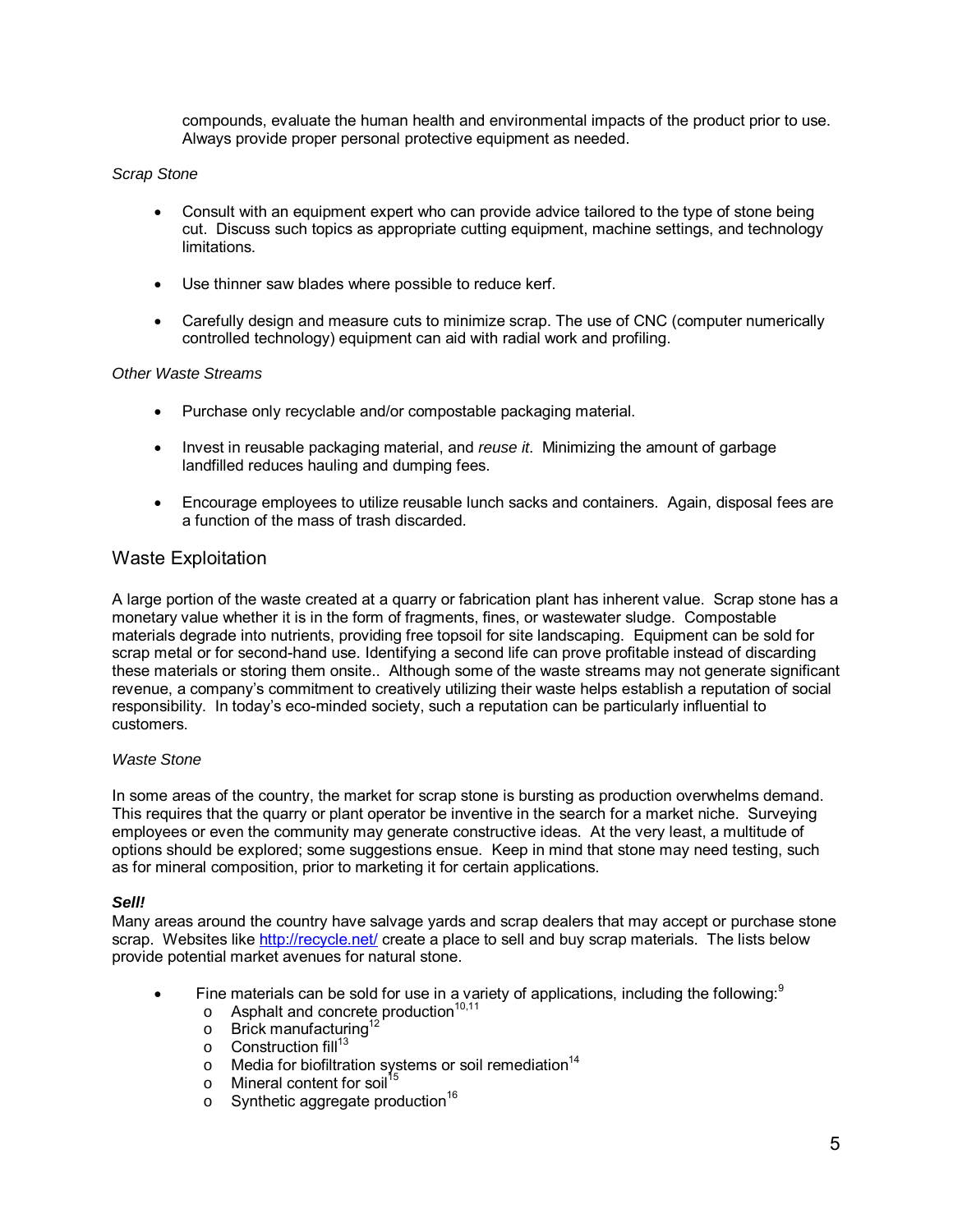compounds, evaluate the human health and environmental impacts of the product prior to use. Always provide proper personal protective equipment as needed.

*Scrap Stone*

- Consult with an equipment expert who can provide advice tailored to the type of stone being cut. Discuss such topics as appropriate cutting equipment, machine settings, and technology limitations.
- Use thinner saw blades where possible to reduce kerf.
- Carefully design and measure cuts to minimize scrap. The use of CNC (computer numerically controlled technology) equipment can aid with radial work and profiling.

*Other Waste Streams*

- Purchase only recyclable and/or compostable packaging material.
- Invest in reusable packaging material, and *reuse it*. Minimizing the amount of garbage landfilled reduces hauling and dumping fees.
- Encourage employees to utilize reusable lunch sacks and containers. Again, disposal fees are a function of the mass of trash discarded.

## Waste Exploitation

A large portion of the waste created at a quarry or fabrication plant has inherent value. Scrap stone has a monetary value whether it is in the form of fragments, fines, or wastewater sludge. Compostable materials degrade into nutrients, providing free topsoil for site landscaping. Equipment can be sold for scrap metal or for second-hand use. Identifying a second life can prove profitable instead of discarding these materials or storing them onsite.. Although some of the waste streams may not generate significant revenue, a company's commitment to creatively utilizing their waste helps establish a reputation of social responsibility. In today's eco-minded society, such a reputation can be particularly influential to customers.

*Waste Stone*

In some areas of the country, the market for scrap stone is bursting as production overwhelms demand. This requires that the quarry or plant operator be inventive in the search for a market niche. Surveying employees or even the community may generate constructive ideas. At the very least, a multitude of options should be explored; some suggestions ensue. Keep in mind that stone may need testing, such as for mineral composition, prior to marketing it for certain applications.

***Sell!***

Many areas around the country have salvage yards and scrap dealers that may accept or purchase stone scrap. Websites like http://recycle.net/ create a place to sell and buy scrap materials. The lists below provide potential market avenues for natural stone.

- Fine materials can be sold for use in a variety of applications, including the following:[9]
  - Asphalt and concrete production[10,11]
  - Brick manufacturing[12]
  - Construction fill[13]
  - Media for biofiltration systems or soil remediation[14]
  - Mineral content for soil[15]
  - Synthetic aggregate production[16]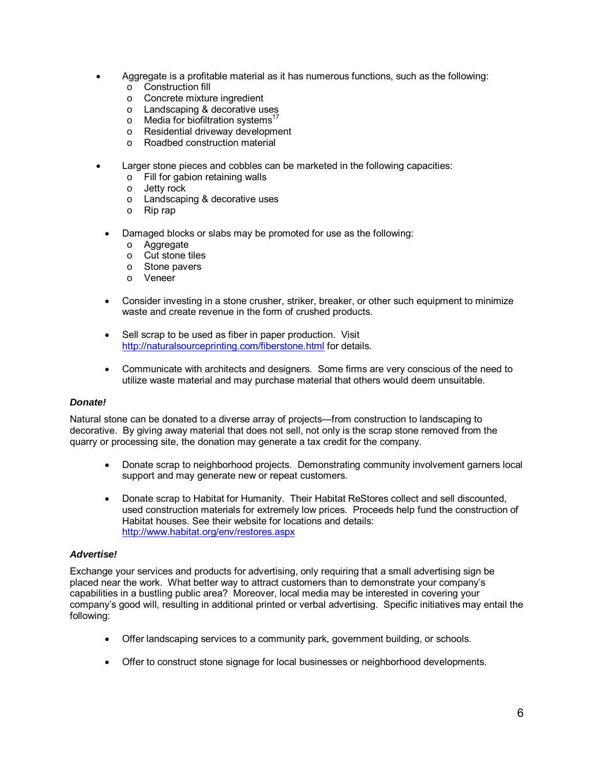- Aggregate is a profitable material as it has numerous functions, such as the following:
  - Construction fill
  - Concrete mixture ingredient
  - Landscaping & decorative uses
  - Media for biofiltration systems[17]
  - Residential driveway development
  - Roadbed construction material

- Larger stone pieces and cobbles can be marketed in the following capacities:
  - Fill for gabion retaining walls
  - Jetty rock
  - Landscaping & decorative uses
  - Rip rap

- Damaged blocks or slabs may be promoted for use as the following:
  - Aggregate
  - Cut stone tiles
  - Stone pavers
  - Veneer

- Consider investing in a stone crusher, striker, breaker, or other such equipment to minimize waste and create revenue in the form of crushed products.

- Sell scrap to be used as fiber in paper production. Visit http://naturalsourceprinting.com/fiberstone.html for details.

- Communicate with architects and designers. Some firms are very conscious of the need to utilize waste material and may purchase material that others would deem unsuitable.

***Donate!***

Natural stone can be donated to a diverse array of projects—from construction to landscaping to decorative. By giving away material that does not sell, not only is the scrap stone removed from the quarry or processing site, the donation may generate a tax credit for the company.

- Donate scrap to neighborhood projects. Demonstrating community involvement garners local support and may generate new or repeat customers.

- Donate scrap to Habitat for Humanity. Their Habitat ReStores collect and sell discounted, used construction materials for extremely low prices. Proceeds help fund the construction of Habitat houses. See their website for locations and details: http://www.habitat.org/env/restores.aspx

***Advertise!***

Exchange your services and products for advertising, only requiring that a small advertising sign be placed near the work. What better way to attract customers than to demonstrate your company's capabilities in a bustling public area? Moreover, local media may be interested in covering your company's good will, resulting in additional printed or verbal advertising. Specific initiatives may entail the following:

- Offer landscaping services to a community park, government building, or schools.

- Offer to construct stone signage for local businesses or neighborhood developments.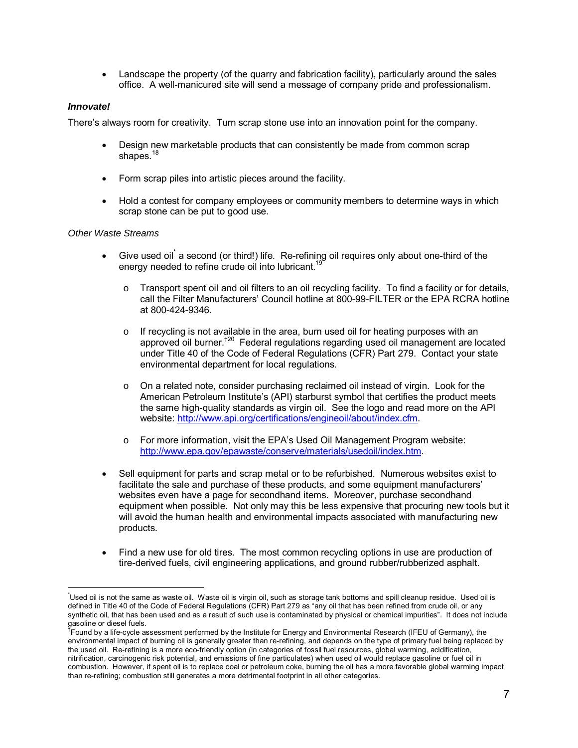- Landscape the property (of the quarry and fabrication facility), particularly around the sales office. A well-manicured site will send a message of company pride and professionalism.

***Innovate!***

There's always room for creativity. Turn scrap stone use into an innovation point for the company.

- Design new marketable products that can consistently be made from common scrap shapes.[18]

- Form scrap piles into artistic pieces around the facility.

- Hold a contest for company employees or community members to determine ways in which scrap stone can be put to good use.

*Other Waste Streams*

- Give used oil[*] a second (or third!) life. Re-refining oil requires only about one-third of the energy needed to refine crude oil into lubricant.[19]

  - Transport spent oil and oil filters to an oil recycling facility. To find a facility or for details, call the Filter Manufacturers' Council hotline at 800-99-FILTER or the EPA RCRA hotline at 800-424-9346.

  - If recycling is not available in the area, burn used oil for heating purposes with an approved oil burner.[†20] Federal regulations regarding used oil management are located under Title 40 of the Code of Federal Regulations (CFR) Part 279. Contact your state environmental department for local regulations.

  - On a related note, consider purchasing reclaimed oil instead of virgin. Look for the American Petroleum Institute's (API) starburst symbol that certifies the product meets the same high-quality standards as virgin oil. See the logo and read more on the API website: http://www.api.org/certifications/engineoil/about/index.cfm.

  - For more information, visit the EPA's Used Oil Management Program website: http://www.epa.gov/epawaste/conserve/materials/usedoil/index.htm.

- Sell equipment for parts and scrap metal or to be refurbished. Numerous websites exist to facilitate the sale and purchase of these products, and some equipment manufacturers' websites even have a page for secondhand items. Moreover, purchase secondhand equipment when possible. Not only may this be less expensive that procuring new tools but it will avoid the human health and environmental impacts associated with manufacturing new products.

- Find a new use for old tires. The most common recycling options in use are production of tire-derived fuels, civil engineering applications, and ground rubber/rubberized asphalt.

---

[*] Used oil is not the same as waste oil. Waste oil is virgin oil, such as storage tank bottoms and spill cleanup residue. Used oil is defined in Title 40 of the Code of Federal Regulations (CFR) Part 279 as "any oil that has been refined from crude oil, or any synthetic oil, that has been used and as a result of such use is contaminated by physical or chemical impurities". It does not include gasoline or diesel fuels.

[†] Found by a life-cycle assessment performed by the Institute for Energy and Environmental Research (IFEU of Germany), the environmental impact of burning oil is generally greater than re-refining, and depends on the type of primary fuel being replaced by the used oil. Re-refining is a more eco-friendly option (in categories of fossil fuel resources, global warming, acidification, nitrification, carcinogenic risk potential, and emissions of fine particulates) when used oil would replace gasoline or fuel oil in combustion. However, if spent oil is to replace coal or petroleum coke, burning the oil has a more favorable global warming impact than re-refining; combustion still generates a more detrimental footprint in all other categories.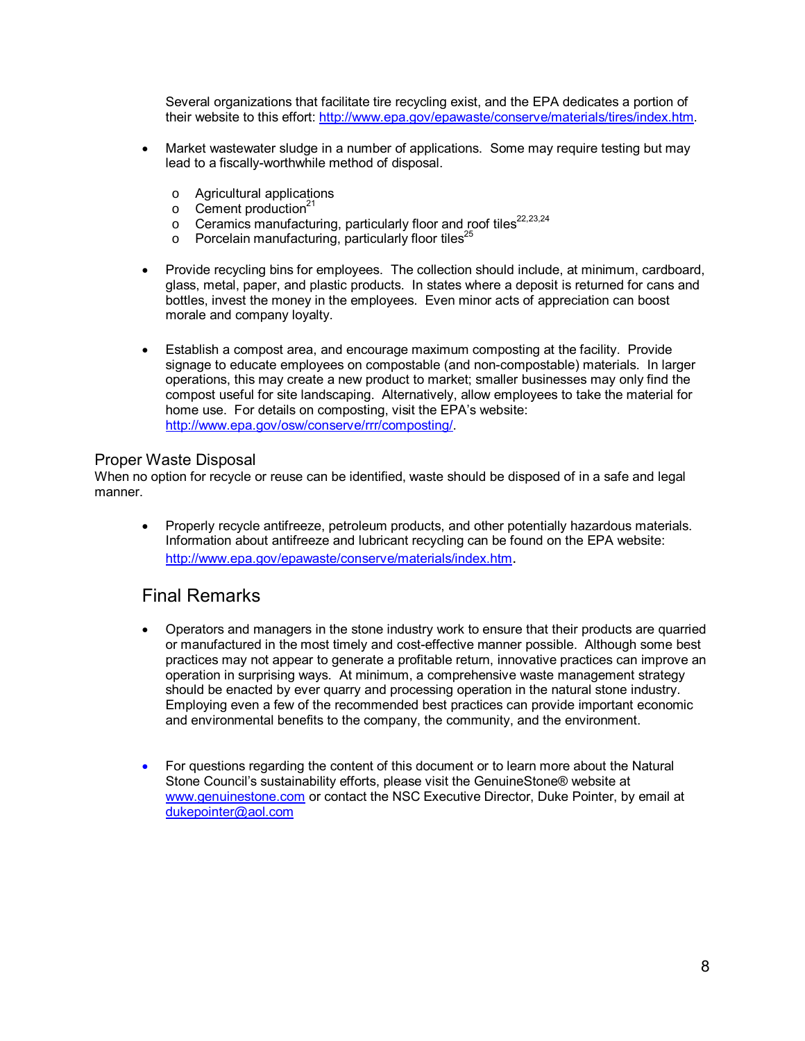Several organizations that facilitate tire recycling exist, and the EPA dedicates a portion of their website to this effort: http://www.epa.gov/epawaste/conserve/materials/tires/index.htm.

- Market wastewater sludge in a number of applications. Some may require testing but may lead to a fiscally-worthwhile method of disposal.
    - Agricultural applications
    - Cement production[21]
    - Ceramics manufacturing, particularly floor and roof tiles[22,23,24]
    - Porcelain manufacturing, particularly floor tiles[25]

- Provide recycling bins for employees. The collection should include, at minimum, cardboard, glass, metal, paper, and plastic products. In states where a deposit is returned for cans and bottles, invest the money in the employees. Even minor acts of appreciation can boost morale and company loyalty.

- Establish a compost area, and encourage maximum composting at the facility. Provide signage to educate employees on compostable (and non-compostable) materials. In larger operations, this may create a new product to market; smaller businesses may only find the compost useful for site landscaping. Alternatively, allow employees to take the material for home use. For details on composting, visit the EPA's website: http://www.epa.gov/osw/conserve/rrr/composting/.

### Proper Waste Disposal

When no option for recycle or reuse can be identified, waste should be disposed of in a safe and legal manner.

- Properly recycle antifreeze, petroleum products, and other potentially hazardous materials. Information about antifreeze and lubricant recycling can be found on the EPA website: http://www.epa.gov/epawaste/conserve/materials/index.htm.

## Final Remarks

- Operators and managers in the stone industry work to ensure that their products are quarried or manufactured in the most timely and cost-effective manner possible. Although some best practices may not appear to generate a profitable return, innovative practices can improve an operation in surprising ways. At minimum, a comprehensive waste management strategy should be enacted by ever quarry and processing operation in the natural stone industry. Employing even a few of the recommended best practices can provide important economic and environmental benefits to the company, the community, and the environment.

- For questions regarding the content of this document or to learn more about the Natural Stone Council's sustainability efforts, please visit the GenuineStone® website at www.genuinestone.com or contact the NSC Executive Director, Duke Pointer, by email at dukepointer@aol.com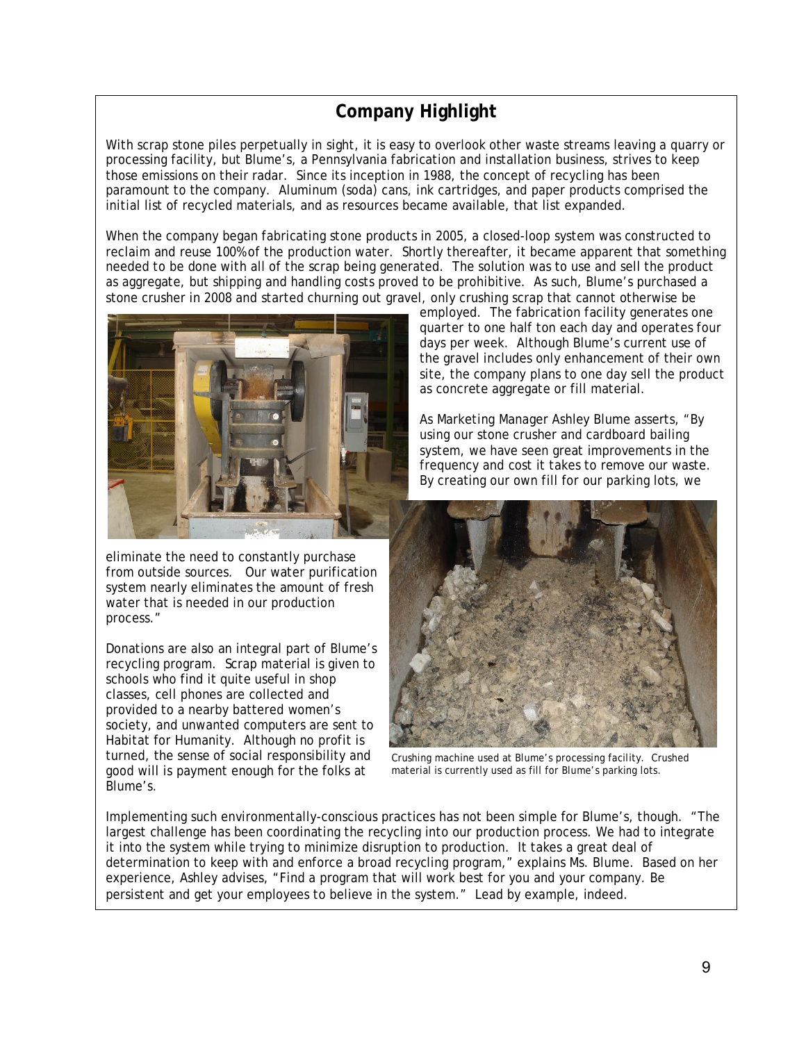## Company Highlight

With scrap stone piles perpetually in sight, it is easy to overlook other waste streams leaving a quarry or processing facility, but Blume's, a Pennsylvania fabrication and installation business, strives to keep those emissions on their radar. Since its inception in 1988, the concept of recycling has been paramount to the company. Aluminum (soda) cans, ink cartridges, and paper products comprised the initial list of recycled materials, and as resources became available, that list expanded.

When the company began fabricating stone products in 2005, a closed-loop system was constructed to reclaim and reuse 100% of the production water. Shortly thereafter, it became apparent that something needed to be done with all of the scrap being generated. The solution was to use and sell the product as aggregate, but shipping and handling costs proved to be prohibitive. As such, Blume's purchased a stone crusher in 2008 and started churning out gravel, only crushing scrap that cannot otherwise be employed. The fabrication facility generates one quarter to one half ton each day and operates four days per week. Although Blume's current use of the gravel includes only enhancement of their own site, the company plans to one day sell the product as concrete aggregate or fill material.

As Marketing Manager Ashley Blume asserts, "By using our stone crusher and cardboard bailing system, we have seen great improvements in the frequency and cost it takes to remove our waste. By creating our own fill for our parking lots, we eliminate the need to constantly purchase from outside sources. Our water purification system nearly eliminates the amount of fresh water that is needed in our production process."

Donations are also an integral part of Blume's recycling program. Scrap material is given to schools who find it quite useful in shop classes, cell phones are collected and provided to a nearby battered women's society, and unwanted computers are sent to Habitat for Humanity. Although no profit is turned, the sense of social responsibility and good will is payment enough for the folks at Blume's.

*Crushing machine used at Blume's processing facility. Crushed material is currently used as fill for Blume's parking lots.*

Implementing such environmentally-conscious practices has not been simple for Blume's, though. "The largest challenge has been coordinating the recycling into our production process. We had to integrate it into the system while trying to minimize disruption to production. It takes a great deal of determination to keep with and enforce a broad recycling program," explains Ms. Blume. Based on her experience, Ashley advises, "Find a program that will work best for you and your company. Be persistent and get your employees to believe in the system." Lead by example, indeed.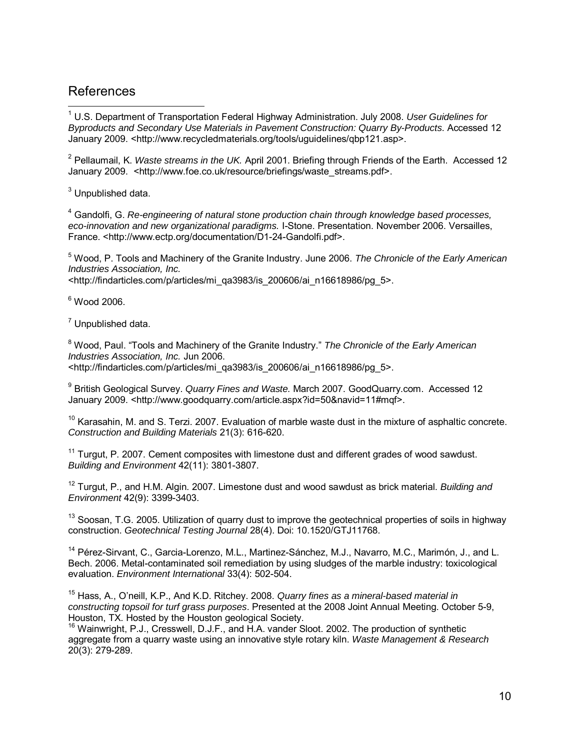## References

[1] U.S. Department of Transportation Federal Highway Administration. July 2008. *User Guidelines for Byproducts and Secondary Use Materials in Pavement Construction: Quarry By-Products.* Accessed 12 January 2009. <http://www.recycledmaterials.org/tools/uguidelines/qbp121.asp>.

[2] Pellaumail, K. *Waste streams in the UK.* April 2001. Briefing through Friends of the Earth. Accessed 12 January 2009. <http://www.foe.co.uk/resource/briefings/waste_streams.pdf>.

[3] Unpublished data.

[4] Gandolfi, G. *Re-engineering of natural stone production chain through knowledge based processes, eco-innovation and new organizational paradigms.* I-Stone. Presentation. November 2006. Versailles, France. <http://www.ectp.org/documentation/D1-24-Gandolfi.pdf>.

[5] Wood, P. Tools and Machinery of the Granite Industry. June 2006. *The Chronicle of the Early American Industries Association, Inc.* <http://findarticles.com/p/articles/mi_qa3983/is_200606/ai_n16618986/pg_5>.

[6] Wood 2006.

[7] Unpublished data.

[8] Wood, Paul. "Tools and Machinery of the Granite Industry." *The Chronicle of the Early American Industries Association, Inc.* Jun 2006. <http://findarticles.com/p/articles/mi_qa3983/is_200606/ai_n16618986/pg_5>.

[9] British Geological Survey. *Quarry Fines and Waste.* March 2007. GoodQuarry.com. Accessed 12 January 2009. <http://www.goodquarry.com/article.aspx?id=50&navid=11#mqf>.

[10] Karasahin, M. and S. Terzi. 2007. Evaluation of marble waste dust in the mixture of asphaltic concrete. *Construction and Building Materials* 21(3): 616-620.

[11] Turgut, P. 2007. Cement composites with limestone dust and different grades of wood sawdust. *Building and Environment* 42(11): 3801-3807.

[12] Turgut, P., and H.M. Algin. 2007. Limestone dust and wood sawdust as brick material. *Building and Environment* 42(9): 3399-3403.

[13] Soosan, T.G. 2005. Utilization of quarry dust to improve the geotechnical properties of soils in highway construction. *Geotechnical Testing Journal* 28(4). Doi: 10.1520/GTJ11768.

[14] Pérez-Sirvant, C., Garcia-Lorenzo, M.L., Martinez-Sánchez, M.J., Navarro, M.C., Marimón, J., and L. Bech. 2006. Metal-contaminated soil remediation by using sludges of the marble industry: toxicological evaluation. *Environment International* 33(4): 502-504.

[15] Hass, A., O'neill, K.P., And K.D. Ritchey. 2008. *Quarry fines as a mineral-based material in constructing topsoil for turf grass purposes*. Presented at the 2008 Joint Annual Meeting. October 5-9, Houston, TX. Hosted by the Houston geological Society.

[16] Wainwright, P.J., Cresswell, D.J.F., and H.A. vander Sloot. 2002. The production of synthetic aggregate from a quarry waste using an innovative style rotary kiln. *Waste Management & Research* 20(3): 279-289.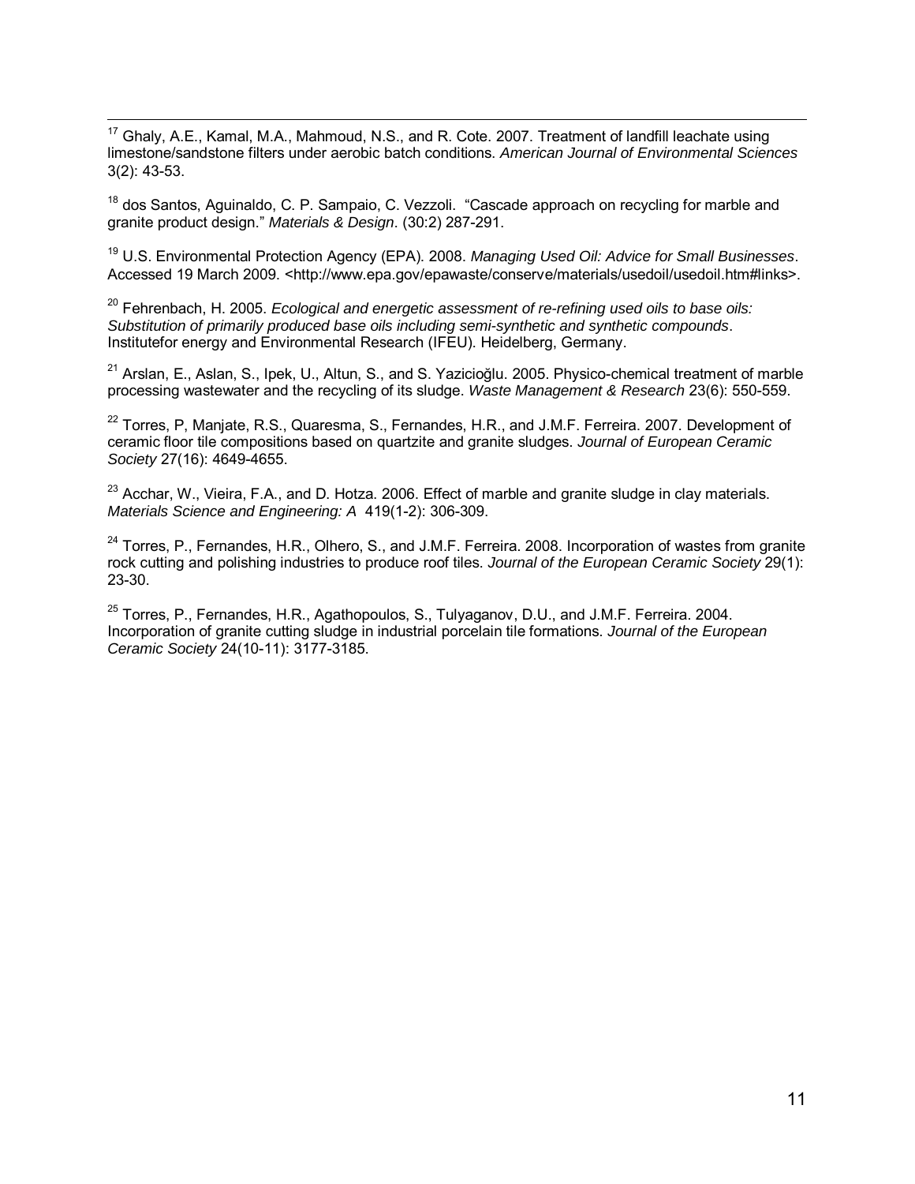[17] Ghaly, A.E., Kamal, M.A., Mahmoud, N.S., and R. Cote. 2007. Treatment of landfill leachate using limestone/sandstone filters under aerobic batch conditions. *American Journal of Environmental Sciences* 3(2): 43-53.

[18] dos Santos, Aguinaldo, C. P. Sampaio, C. Vezzoli. "Cascade approach on recycling for marble and granite product design." *Materials & Design*. (30:2) 287-291.

[19] U.S. Environmental Protection Agency (EPA). 2008. *Managing Used Oil: Advice for Small Businesses*. Accessed 19 March 2009. <http://www.epa.gov/epawaste/conserve/materials/usedoil/usedoil.htm#links>.

[20] Fehrenbach, H. 2005. *Ecological and energetic assessment of re-refining used oils to base oils: Substitution of primarily produced base oils including semi-synthetic and synthetic compounds*. Institutefor energy and Environmental Research (IFEU). Heidelberg, Germany.

[21] Arslan, E., Aslan, S., Ipek, U., Altun, S., and S. Yazicioğlu. 2005. Physico-chemical treatment of marble processing wastewater and the recycling of its sludge. *Waste Management & Research* 23(6): 550-559.

[22] Torres, P, Manjate, R.S., Quaresma, S., Fernandes, H.R., and J.M.F. Ferreira. 2007. Development of ceramic floor tile compositions based on quartzite and granite sludges. *Journal of European Ceramic Society* 27(16): 4649-4655.

[23] Acchar, W., Vieira, F.A., and D. Hotza. 2006. Effect of marble and granite sludge in clay materials. *Materials Science and Engineering: A* 419(1-2): 306-309.

[24] Torres, P., Fernandes, H.R., Olhero, S., and J.M.F. Ferreira. 2008. Incorporation of wastes from granite rock cutting and polishing industries to produce roof tiles. *Journal of the European Ceramic Society* 29(1): 23-30.

[25] Torres, P., Fernandes, H.R., Agathopoulos, S., Tulyaganov, D.U., and J.M.F. Ferreira. 2004. Incorporation of granite cutting sludge in industrial porcelain tile formations. *Journal of the European Ceramic Society* 24(10-11): 3177-3185.